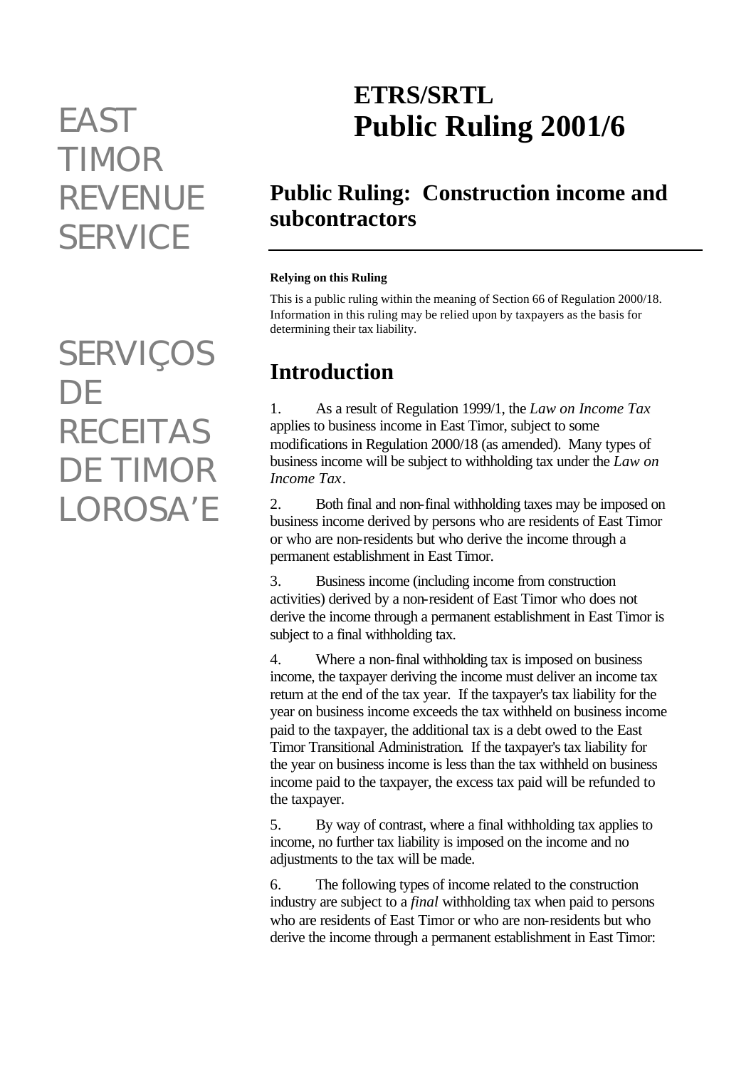EAST TIMOR REVENUE SERVICE

SERVIÇOS DE RECEITAS DE TIMOR LOROSA'E

# ETRS/SRTL Public Ruling 2001/6

## Public Ruling: Construction income and subcontractors

**Relying on this Ruling**

This is a public ruling within the meaning of Section 66 of Regulation 2000/18. Information in this ruling may be relied upon by taxpayers as the basis for determining their tax liability.

## Introduction

1. As a result of Regulation 1999/1, the *Law on Income Tax* applies to business income in East Timor, subject to some modifications in Regulation 2000/18 (as amended). Many types of business income will be subject to withholding tax under the *Law on Income Tax*.

2. Both final and non-final withholding taxes may be imposed on business income derived by persons who are residents of East Timor or who are non-residents but who derive the income through a permanent establishment in East Timor.

3. Business income (including income from construction activities) derived by a non-resident of East Timor who does not derive the income through a permanent establishment in East Timor is subject to a final withholding tax.

4. Where a non-final withholding tax is imposed on business income, the taxpayer deriving the income must deliver an income tax return at the end of the tax year. If the taxpayer's tax liability for the year on business income exceeds the tax withheld on business income paid to the taxpayer, the additional tax is a debt owed to the East Timor Transitional Administration. If the taxpayer's tax liability for the year on business income is less than the tax withheld on business income paid to the taxpayer, the excess tax paid will be refunded to the taxpayer.

5. By way of contrast, where a final withholding tax applies to income, no further tax liability is imposed on the income and no adjustments to the tax will be made.

6. The following types of income related to the construction industry are subject to a *final* withholding tax when paid to persons who are residents of East Timor or who are non-residents but who derive the income through a permanent establishment in East Timor: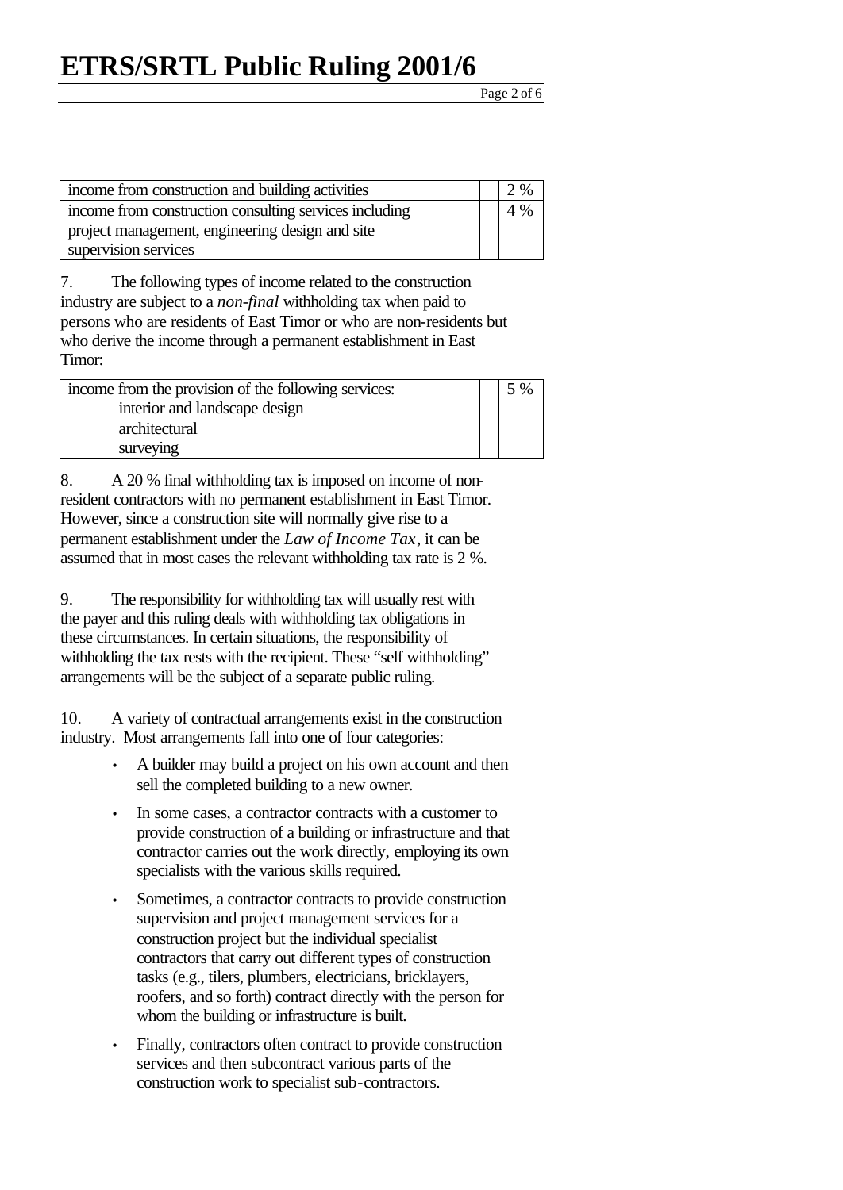| | | |
|---|---|---|
| income from construction and building activities | | 2 % |
| income from construction consulting services including project management, engineering design and site supervision services | | 4 % |

7. The following types of income related to the construction industry are subject to a *non-final* withholding tax when paid to persons who are residents of East Timor or who are non-residents but who derive the income through a permanent establishment in East Timor:

| | | |
|---|---|---|
| income from the provision of the following services:<br>interior and landscape design<br>architectural<br>surveying | | 5 % |

8. A 20 % final withholding tax is imposed on income of non-resident contractors with no permanent establishment in East Timor. However, since a construction site will normally give rise to a permanent establishment under the *Law of Income Tax*, it can be assumed that in most cases the relevant withholding tax rate is 2 %.

9. The responsibility for withholding tax will usually rest with the payer and this ruling deals with withholding tax obligations in these circumstances. In certain situations, the responsibility of withholding the tax rests with the recipient. These "self withholding" arrangements will be the subject of a separate public ruling.

10. A variety of contractual arrangements exist in the construction industry. Most arrangements fall into one of four categories:

- A builder may build a project on his own account and then sell the completed building to a new owner.
- In some cases, a contractor contracts with a customer to provide construction of a building or infrastructure and that contractor carries out the work directly, employing its own specialists with the various skills required.
- Sometimes, a contractor contracts to provide construction supervision and project management services for a construction project but the individual specialist contractors that carry out different types of construction tasks (e.g., tilers, plumbers, electricians, bricklayers, roofers, and so forth) contract directly with the person for whom the building or infrastructure is built.
- Finally, contractors often contract to provide construction services and then subcontract various parts of the construction work to specialist sub-contractors.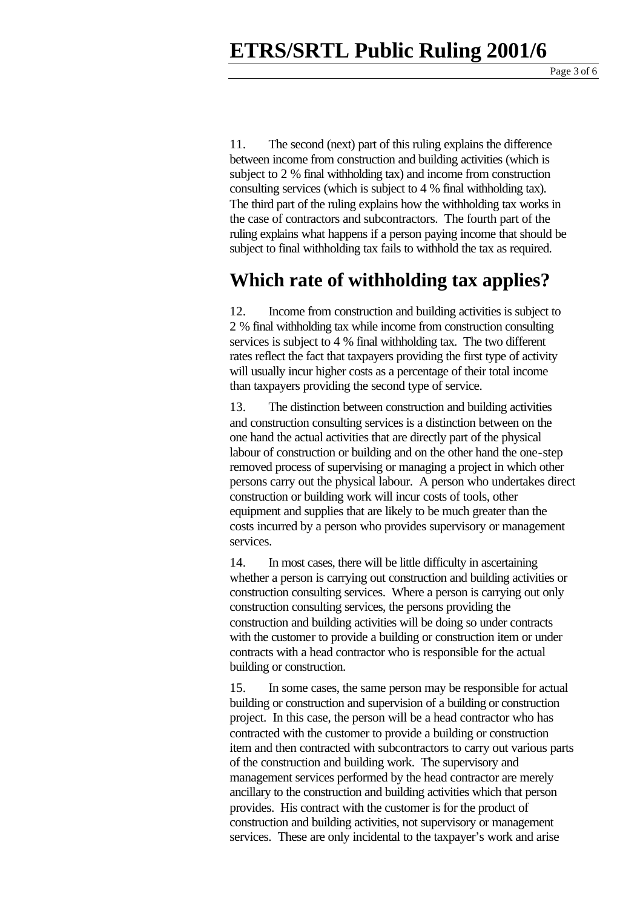11. The second (next) part of this ruling explains the difference between income from construction and building activities (which is subject to 2 % final withholding tax) and income from construction consulting services (which is subject to 4 % final withholding tax). The third part of the ruling explains how the withholding tax works in the case of contractors and subcontractors. The fourth part of the ruling explains what happens if a person paying income that should be subject to final withholding tax fails to withhold the tax as required.

## Which rate of withholding tax applies?

12. Income from construction and building activities is subject to 2 % final withholding tax while income from construction consulting services is subject to 4 % final withholding tax. The two different rates reflect the fact that taxpayers providing the first type of activity will usually incur higher costs as a percentage of their total income than taxpayers providing the second type of service.

13. The distinction between construction and building activities and construction consulting services is a distinction between on the one hand the actual activities that are directly part of the physical labour of construction or building and on the other hand the one-step removed process of supervising or managing a project in which other persons carry out the physical labour. A person who undertakes direct construction or building work will incur costs of tools, other equipment and supplies that are likely to be much greater than the costs incurred by a person who provides supervisory or management services.

14. In most cases, there will be little difficulty in ascertaining whether a person is carrying out construction and building activities or construction consulting services. Where a person is carrying out only construction consulting services, the persons providing the construction and building activities will be doing so under contracts with the customer to provide a building or construction item or under contracts with a head contractor who is responsible for the actual building or construction.

15. In some cases, the same person may be responsible for actual building or construction and supervision of a building or construction project. In this case, the person will be a head contractor who has contracted with the customer to provide a building or construction item and then contracted with subcontractors to carry out various parts of the construction and building work. The supervisory and management services performed by the head contractor are merely ancillary to the construction and building activities which that person provides. His contract with the customer is for the product of construction and building activities, not supervisory or management services. These are only incidental to the taxpayer's work and arise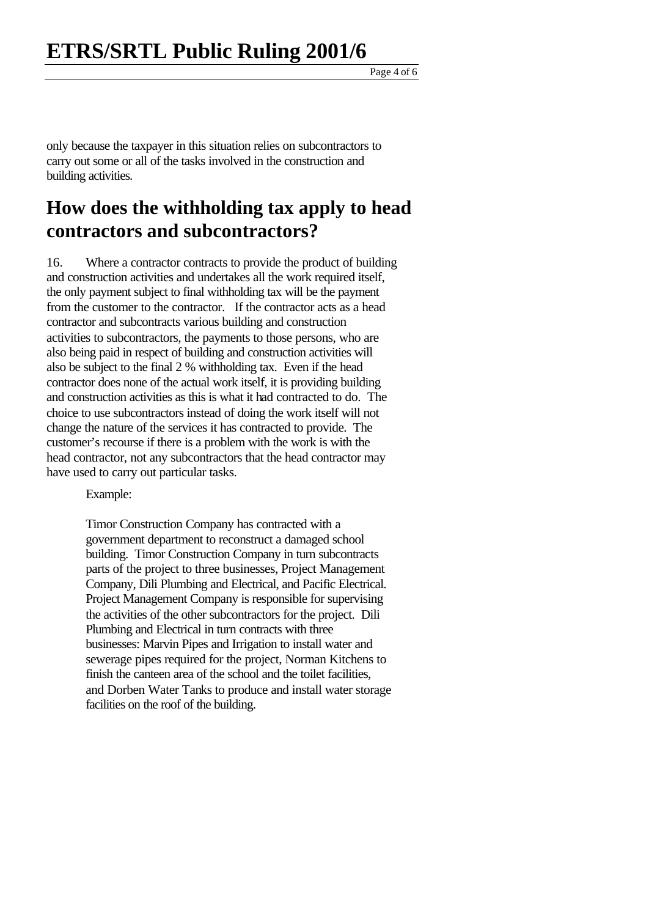only because the taxpayer in this situation relies on subcontractors to carry out some or all of the tasks involved in the construction and building activities.

## How does the withholding tax apply to head contractors and subcontractors?

16. Where a contractor contracts to provide the product of building and construction activities and undertakes all the work required itself, the only payment subject to final withholding tax will be the payment from the customer to the contractor. If the contractor acts as a head contractor and subcontracts various building and construction activities to subcontractors, the payments to those persons, who are also being paid in respect of building and construction activities will also be subject to the final 2 % withholding tax. Even if the head contractor does none of the actual work itself, it is providing building and construction activities as this is what it had contracted to do. The choice to use subcontractors instead of doing the work itself will not change the nature of the services it has contracted to provide. The customer's recourse if there is a problem with the work is with the head contractor, not any subcontractors that the head contractor may have used to carry out particular tasks.

> Example:
>
> Timor Construction Company has contracted with a government department to reconstruct a damaged school building. Timor Construction Company in turn subcontracts parts of the project to three businesses, Project Management Company, Dili Plumbing and Electrical, and Pacific Electrical. Project Management Company is responsible for supervising the activities of the other subcontractors for the project. Dili Plumbing and Electrical in turn contracts with three businesses: Marvin Pipes and Irrigation to install water and sewerage pipes required for the project, Norman Kitchens to finish the canteen area of the school and the toilet facilities, and Dorben Water Tanks to produce and install water storage facilities on the roof of the building.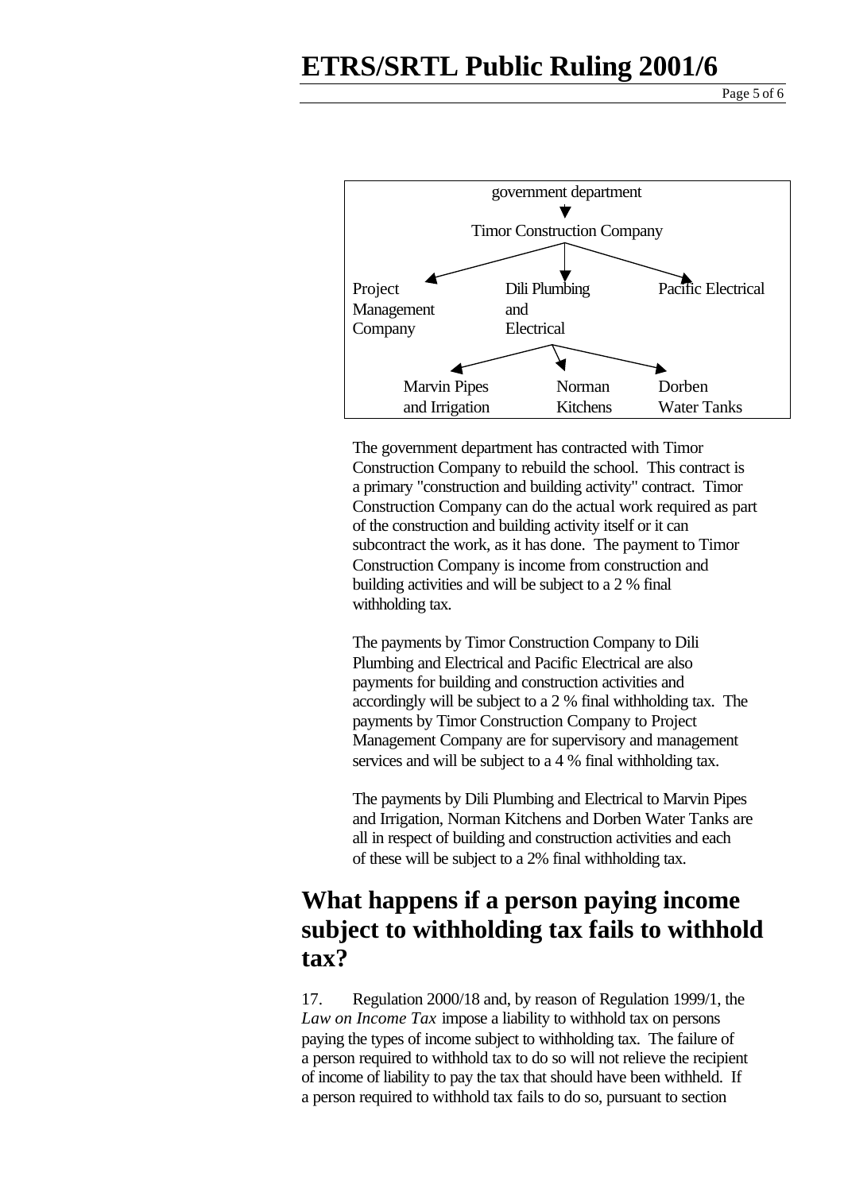```
                    government department
                             ▼
                 Timor Construction Company
            ┌────────────────┼────────────────┐
            ▼                ▼                ▼
Project             Dili Plumbing        Pacific Electrical
Management          and
Company             Electrical
                         │
          ┌──────────────┼──────────────┐
          ▼              ▼              ▼
   Marvin Pipes       Norman         Dorben
   and Irrigation     Kitchens       Water Tanks
```

The government department has contracted with Timor Construction Company to rebuild the school. This contract is a primary "construction and building activity" contract. Timor Construction Company can do the actual work required as part of the construction and building activity itself or it can subcontract the work, as it has done. The payment to Timor Construction Company is income from construction and building activities and will be subject to a 2 % final withholding tax.

The payments by Timor Construction Company to Dili Plumbing and Electrical and Pacific Electrical are also payments for building and construction activities and accordingly will be subject to a 2 % final withholding tax. The payments by Timor Construction Company to Project Management Company are for supervisory and management services and will be subject to a 4 % final withholding tax.

The payments by Dili Plumbing and Electrical to Marvin Pipes and Irrigation, Norman Kitchens and Dorben Water Tanks are all in respect of building and construction activities and each of these will be subject to a 2% final withholding tax.

## What happens if a person paying income subject to withholding tax fails to withhold tax?

17. Regulation 2000/18 and, by reason of Regulation 1999/1, the *Law on Income Tax* impose a liability to withhold tax on persons paying the types of income subject to withholding tax. The failure of a person required to withhold tax to do so will not relieve the recipient of income of liability to pay the tax that should have been withheld. If a person required to withhold tax fails to do so, pursuant to section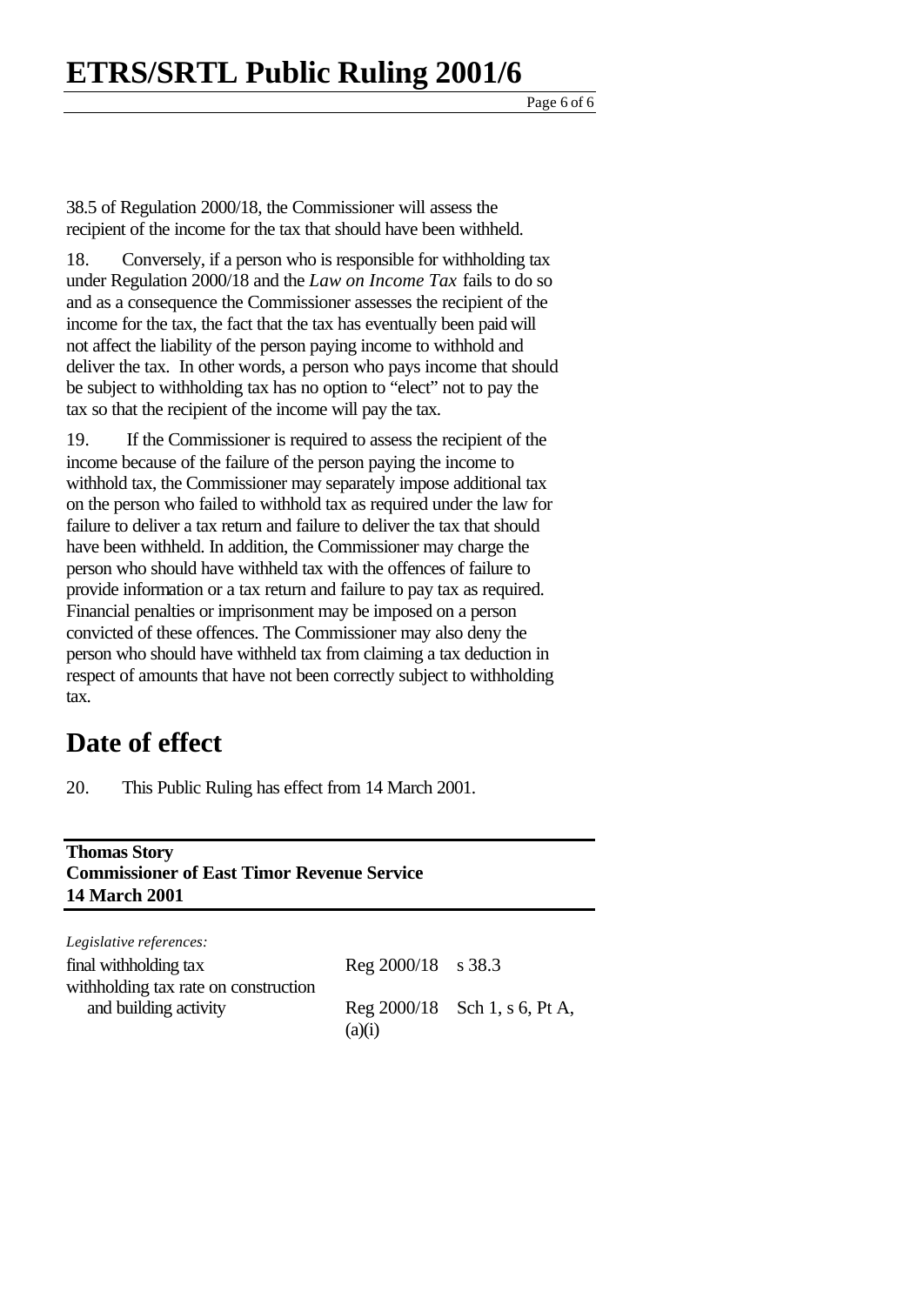38.5 of Regulation 2000/18, the Commissioner will assess the recipient of the income for the tax that should have been withheld.

18. Conversely, if a person who is responsible for withholding tax under Regulation 2000/18 and the *Law on Income Tax* fails to do so and as a consequence the Commissioner assesses the recipient of the income for the tax, the fact that the tax has eventually been paid will not affect the liability of the person paying income to withhold and deliver the tax. In other words, a person who pays income that should be subject to withholding tax has no option to "elect" not to pay the tax so that the recipient of the income will pay the tax.

19. If the Commissioner is required to assess the recipient of the income because of the failure of the person paying the income to withhold tax, the Commissioner may separately impose additional tax on the person who failed to withhold tax as required under the law for failure to deliver a tax return and failure to deliver the tax that should have been withheld. In addition, the Commissioner may charge the person who should have withheld tax with the offences of failure to provide information or a tax return and failure to pay tax as required. Financial penalties or imprisonment may be imposed on a person convicted of these offences. The Commissioner may also deny the person who should have withheld tax from claiming a tax deduction in respect of amounts that have not been correctly subject to withholding tax.

# Date of effect

20. This Public Ruling has effect from 14 March 2001.

**Thomas Story**
**Commissioner of East Timor Revenue Service**
**14 March 2001**

*Legislative references:*

| | | |
|---|---|---|
| final withholding tax | Reg 2000/18 | s 38.3 |
| withholding tax rate on construction and building activity | Reg 2000/18 (a)(i) | Sch 1, s 6, Pt A, |